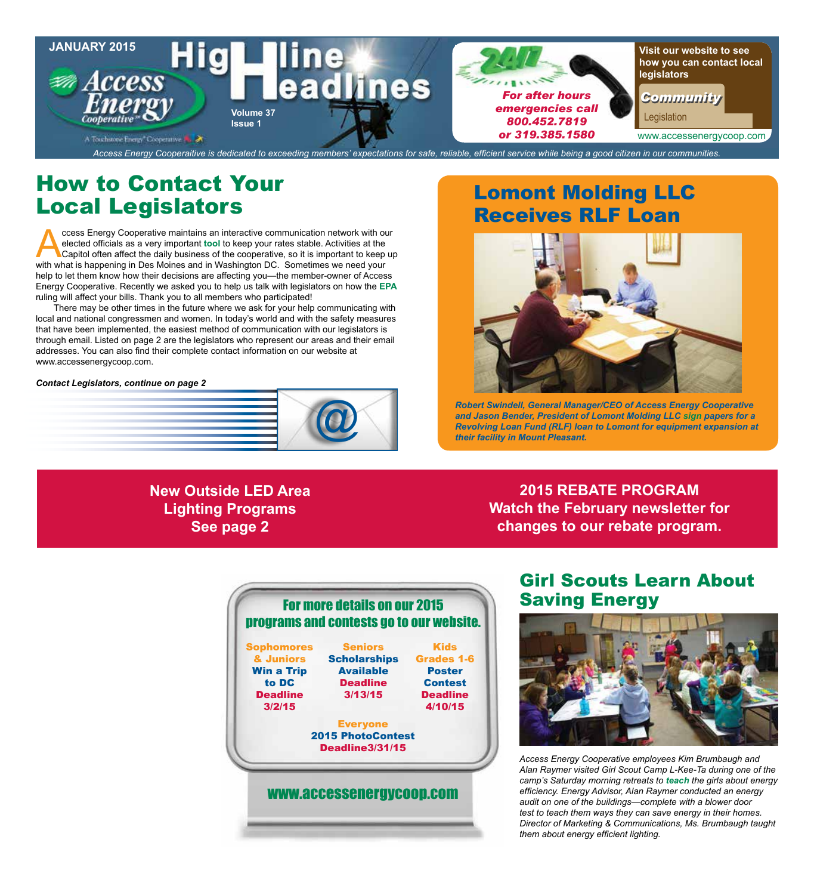JANUARY 2015

# HighLine Headlines

Access Energy Cooperative

A Touchstone Energy® Cooperative

Volume 37
Issue 1

**For after hours emergencies call 800.452.7819 or 319.385.1580**

**Visit our website to see how you can contact local legislators**

Community
Legislation

www.accessenergycoop.com

*Access Energy Cooperaitive is dedicated to exceeding members' expectations for safe, reliable, efficient service while being a good citizen in our communities.*

## How to Contact Your Local Legislators

Access Energy Cooperative maintains an interactive communication network with our elected officials as a very important **tool** to keep your rates stable. Activities at the Capitol often affect the daily business of the cooperative, so it is important to keep up with what is happening in Des Moines and in Washington DC. Sometimes we need your help to let them know how their decisions are affecting you—the member-owner of Access Energy Cooperative. Recently we asked you to help us talk with legislators on how the **EPA** ruling will affect your bills. Thank you to all members who participated!

There may be other times in the future where we ask for your help communicating with local and national congressmen and women. In today's world and with the safety measures that have been implemented, the easiest method of communication with our legislators is through email. Listed on page 2 are the legislators who represent our areas and their email addresses. You can also find their complete contact information on our website at www.accessenergycoop.com.

***Contact Legislators, continue on page 2***

## Lomont Molding LLC Receives RLF Loan

***Robert Swindell, General Manager/CEO of Access Energy Cooperative and Jason Bender, President of Lomont Molding LLC sign papers for a Revolving Loan Fund (RLF) loan to Lomont for equipment expansion at their facility in Mount Pleasant.***

**New Outside LED Area Lighting Programs
See page 2**

**2015 REBATE PROGRAM
Watch the February newsletter for changes to our rebate program.**

**For more details on our 2015 programs and contests go to our website.**

**Sophomores & Juniors**
**Win a Trip to DC**
**Deadline 3/2/15**

**Seniors**
**Scholarships Available**
**Deadline 3/13/15**

**Kids Grades 1-6**
**Poster Contest**
**Deadline 4/10/15**

**Everyone**
**2015 PhotoContest**
**Deadline3/31/15**

**www.accessenergycoop.com**

## Girl Scouts Learn About Saving Energy

*Access Energy Cooperative employees Kim Brumbaugh and Alan Raymer visited Girl Scout Camp L-Kee-Ta during one of the camp's Saturday morning retreats to **teach** the girls about energy efficiency. Energy Advisor, Alan Raymer conducted an energy audit on one of the buildings—complete with a blower door test to teach them ways they can save energy in their homes. Director of Marketing & Communications, Ms. Brumbaugh taught them about energy efficient lighting.*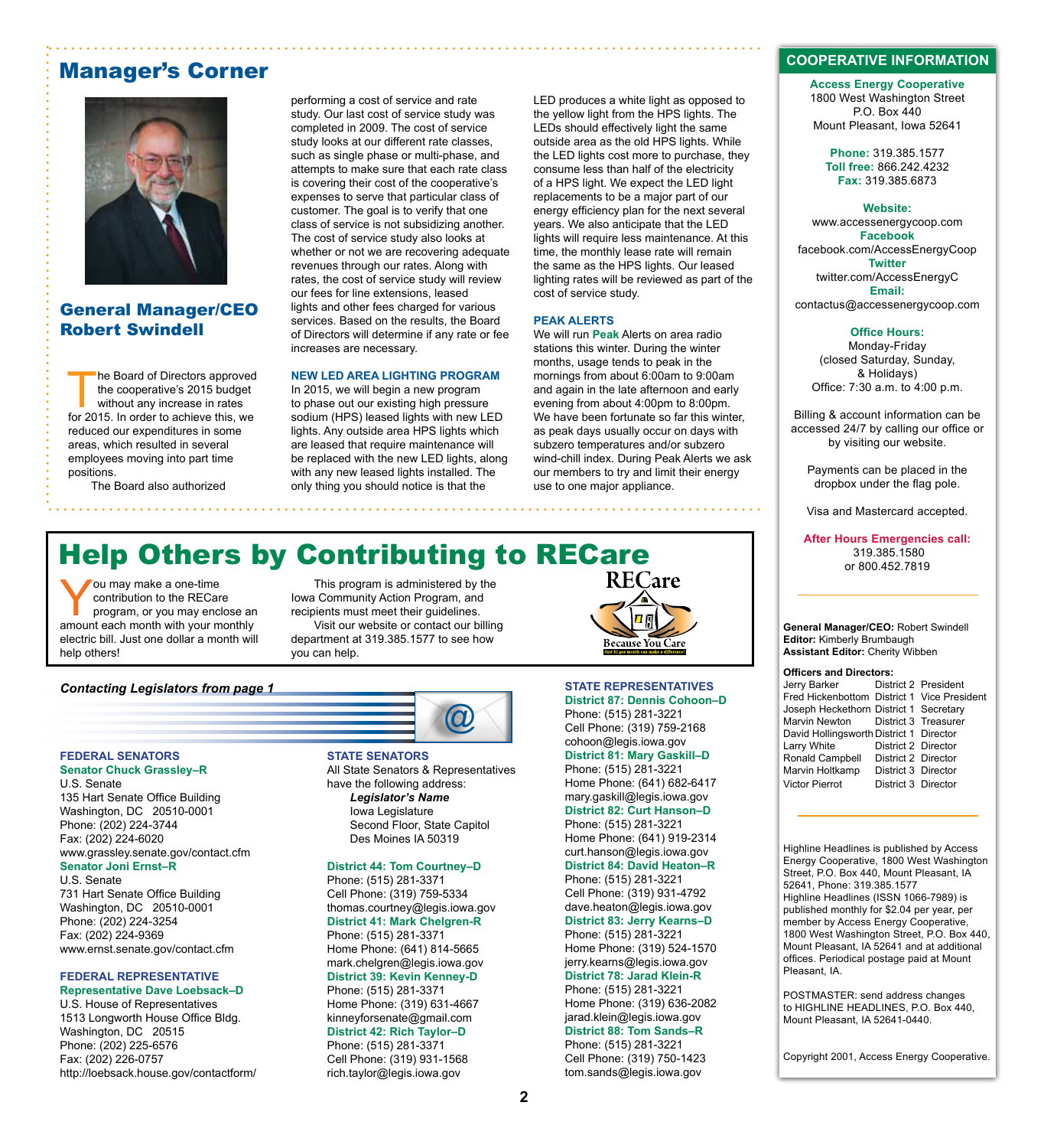# Manager's Corner

## General Manager/CEO Robert Swindell

The Board of Directors approved the cooperative's 2015 budget without any increase in rates for 2015. In order to achieve this, we reduced our expenditures in some areas, which resulted in several employees moving into part time positions.

The Board also authorized performing a cost of service and rate study. Our last cost of service study was completed in 2009. The cost of service study looks at our different rate classes, such as single phase or multi-phase, and attempts to make sure that each rate class is covering their cost of the cooperative's expenses to serve that particular class of customer. The goal is to verify that one class of service is not subsidizing another. The cost of service study also looks at whether or not we are recovering adequate revenues through our rates. Along with rates, the cost of service study will review our fees for line extensions, leased lights and other fees charged for various services. Based on the results, the Board of Directors will determine if any rate or fee increases are necessary.

### NEW LED AREA LIGHTING PROGRAM

In 2015, we will begin a new program to phase out our existing high pressure sodium (HPS) leased lights with new LED lights. Any outside area HPS lights which are leased that require maintenance will be replaced with the new LED lights, along with any new leased lights installed. The only thing you should notice is that the LED produces a white light as opposed to the yellow light from the HPS lights. The LEDs should effectively light the same outside area as the old HPS lights. While the LED lights cost more to purchase, they consume less than half of the electricity of a HPS light. We expect the LED light replacements to be a major part of our energy efficiency plan for the next several years. We also anticipate that the LED lights will require less maintenance. At this time, the monthly lease rate will remain the same as the HPS lights. Our leased lighting rates will be reviewed as part of the cost of service study.

### PEAK ALERTS

We will run **Peak** Alerts on area radio stations this winter. During the winter months, usage tends to peak in the mornings from about 6:00am to 9:00am and again in the late afternoon and early evening from about 4:00pm to 8:00pm. We have been fortunate so far this winter, as peak days usually occur on days with subzero temperatures and/or subzero wind-chill index. During Peak Alerts we ask our members to try and limit their energy use to one major appliance.

# Help Others by Contributing to RECare

You may make a one-time contribution to the RECare program, or you may enclose an amount each month with your monthly electric bill. Just one dollar a month will help others!

This program is administered by the Iowa Community Action Program, and recipients must meet their guidelines.

Visit our website or contact our billing department at 319.385.1577 to see how you can help.

RECare – Because You Care – Just $1 per month can make a difference!

***Contacting Legislators from page 1***

### FEDERAL SENATORS

**Senator Chuck Grassley–R**
U.S. Senate
135 Hart Senate Office Building
Washington, DC 20510-0001
Phone: (202) 224-3744
Fax: (202) 224-6020
www.grassley.senate.gov/contact.cfm

**Senator Joni Ernst–R**
U.S. Senate
731 Hart Senate Office Building
Washington, DC 20510-0001
Phone: (202) 224-3254
Fax: (202) 224-9369
www.ernst.senate.gov/contact.cfm

### FEDERAL REPRESENTATIVE

**Representative Dave Loebsack–D**
U.S. House of Representatives
1513 Longworth House Office Bldg.
Washington, DC 20515
Phone: (202) 225-6576
Fax: (202) 226-0757
http://loebsack.house.gov/contactform/

### STATE SENATORS

All State Senators & Representatives have the following address:

***Legislator's Name***
Iowa Legislature
Second Floor, State Capitol
Des Moines IA 50319

**District 44: Tom Courtney–D**
Phone: (515) 281-3371
Cell Phone: (319) 759-5334
thomas.courtney@legis.iowa.gov

**District 41: Mark Chelgren-R**
Phone: (515) 281-3371
Home Phone: (641) 814-5665
mark.chelgren@legis.iowa.gov

**District 39: Kevin Kenney-D**
Phone: (515) 281-3371
Home Phone: (319) 631-4667
kinneyforsenate@gmail.com

**District 42: Rich Taylor–D**
Phone: (515) 281-3371
Cell Phone: (319) 931-1568
rich.taylor@legis.iowa.gov

### STATE REPRESENTATIVES

**District 87: Dennis Cohoon–D**
Phone: (515) 281-3221
Cell Phone: (319) 759-2168
cohoon@legis.iowa.gov

**District 81: Mary Gaskill–D**
Phone: (515) 281-3221
Home Phone: (641) 682-6417
mary.gaskill@legis.iowa.gov

**District 82: Curt Hanson–D**
Phone: (515) 281-3221
Home Phone: (641) 919-2314
curt.hanson@legis.iowa.gov

**District 84: David Heaton–R**
Phone: (515) 281-3221
Cell Phone: (319) 931-4792
dave.heaton@legis.iowa.gov

**District 83: Jerry Kearns–D**
Phone: (515) 281-3221
Home Phone: (319) 524-1570
jerry.kearns@legis.iowa.gov

**District 78: Jarad Klein-R**
Phone: (515) 281-3221
Home Phone: (319) 636-2082
jarad.klein@legis.iowa.gov

**District 88: Tom Sands–R**
Phone: (515) 281-3221
Cell Phone: (319) 750-1423
tom.sands@legis.iowa.gov

## COOPERATIVE INFORMATION

**Access Energy Cooperative**
1800 West Washington Street
P.O. Box 440
Mount Pleasant, Iowa 52641

**Phone:** 319.385.1577
**Toll free:** 866.242.4232
**Fax:** 319.385.6873

**Website:**
www.accessenergycoop.com
**Facebook**
facebook.com/AccessEnergyCoop
**Twitter**
twitter.com/AccessEnergyC
**Email:**
contactus@accessenergycoop.com

**Office Hours:**
Monday-Friday
(closed Saturday, Sunday, & Holidays)
Office: 7:30 a.m. to 4:00 p.m.

Billing & account information can be accessed 24/7 by calling our office or by visiting our website.

Payments can be placed in the dropbox under the flag pole.

Visa and Mastercard accepted.

**After Hours Emergencies call:**
319.385.1580
or 800.452.7819

**General Manager/CEO:** Robert Swindell
**Editor:** Kimberly Brumbaugh
**Assistant Editor:** Cherity Wibben

**Officers and Directors:**

| Name | District | Position |
|---|---|---|
| Jerry Barker | District 2 | President |
| Fred Hickenbottom | District 1 | Vice President |
| Joseph Heckethorn | District 1 | Secretary |
| Marvin Newton | District 3 | Treasurer |
| David Hollingsworth | District 1 | Director |
| Larry White | District 2 | Director |
| Ronald Campbell | District 2 | Director |
| Marvin Holtkamp | District 3 | Director |
| Victor Pierrot | District 3 | Director |

Highline Headlines is published by Access Energy Cooperative, 1800 West Washington Street, P.O. Box 440, Mount Pleasant, IA 52641, Phone: 319.385.1577
Highline Headlines (ISSN 1066-7989) is published monthly for $2.04 per year, per member by Access Energy Cooperative, 1800 West Washington Street, P.O. Box 440, Mount Pleasant, IA 52641 and at additional offices. Periodical postage paid at Mount Pleasant, IA.

POSTMASTER: send address changes to HIGHLINE HEADLINES, P.O. Box 440, Mount Pleasant, IA 52641-0440.

Copyright 2001, Access Energy Cooperative.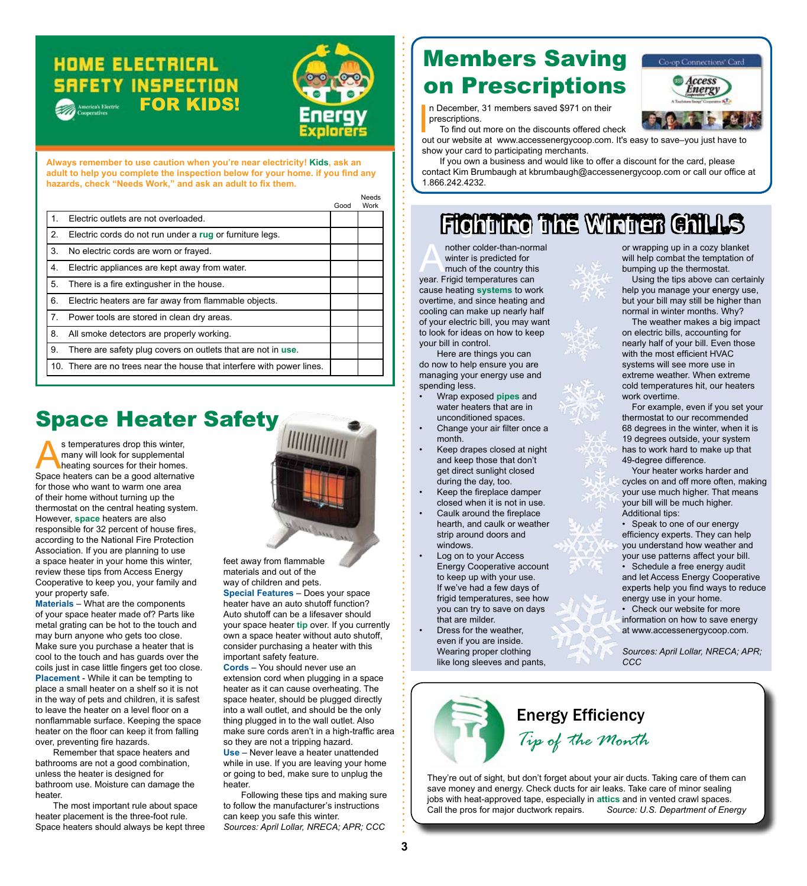# HOME ELECTRICAL SAFETY INSPECTION FOR KIDS!

America's Electric Cooperatives

Energy Explorers

**Always remember to use caution when you're near electricity! Kids, ask an adult to help you complete the inspection below for your home. if you find any hazards, check "Needs Work," and ask an adult to fix them.**

| | | Good | Needs Work |
|---|---|---|---|
| 1. | Electric outlets are not overloaded. | | |
| 2. | Electric cords do not run under a rug or furniture legs. | | |
| 3. | No electric cords are worn or frayed. | | |
| 4. | Electric appliances are kept away from water. | | |
| 5. | There is a fire extingusher in the house. | | |
| 6. | Electric heaters are far away from flammable objects. | | |
| 7. | Power tools are stored in clean dry areas. | | |
| 8. | All smoke detectors are properly working. | | |
| 9. | There are safety plug covers on outlets that are not in use. | | |
| 10. | There are no trees near the house that interfere with power lines. | | |

## Space Heater Safety

As temperatures drop this winter, many will look for supplemental heating sources for their homes. Space heaters can be a good alternative for those who want to warm one area of their home without turning up the thermostat on the central heating system. However, space heaters are also responsible for 32 percent of house fires, according to the National Fire Protection Association. If you are planning to use a space heater in your home this winter, review these tips from Access Energy Cooperative to keep you, your family and your property safe.

**Materials** – What are the components of your space heater made of? Parts like metal grating can be hot to the touch and may burn anyone who gets too close. Make sure you purchase a heater that is cool to the touch and has guards over the coils just in case little fingers get too close.

**Placement** - While it can be tempting to place a small heater on a shelf so it is not in the way of pets and children, it is safest to leave the heater on a level floor on a nonflammable surface. Keeping the space heater on the floor can keep it from falling over, preventing fire hazards.

Remember that space heaters and bathrooms are not a good combination, unless the heater is designed for bathroom use. Moisture can damage the heater.

The most important rule about space heater placement is the three-foot rule. Space heaters should always be kept three feet away from flammable materials and out of the way of children and pets.

**Special Features** – Does your space heater have an auto shutoff function? Auto shutoff can be a lifesaver should your space heater tip over. If you currently own a space heater without auto shutoff, consider purchasing a heater with this important safety feature.

**Cords** – You should never use an extension cord when plugging in a space heater as it can cause overheating. The space heater, should be plugged directly into a wall outlet, and should be the only thing plugged in to the wall outlet. Also make sure cords aren't in a high-traffic area so they are not a tripping hazard.

**Use** – Never leave a heater unattended while in use. If you are leaving your home or going to bed, make sure to unplug the heater.

Following these tips and making sure to follow the manufacturer's instructions can keep you safe this winter.

*Sources: April Lollar, NRECA; APR; CCC*

## Members Saving on Prescriptions

Co-op Connections® Card — Access Energy Cooperative

In December, 31 members saved $971 on their prescriptions.

To find out more on the discounts offered check out our website at www.accessenergycoop.com. It's easy to save–you just have to show your card to participating merchants.

If you own a business and would like to offer a discount for the card, please contact Kim Brumbaugh at kbrumbaugh@accessenergycoop.com or call our office at 1.866.242.4232.

## Fighting the Winter Chills

Another colder-than-normal winter is predicted for much of the country this year. Frigid temperatures can cause heating systems to work overtime, and since heating and cooling can make up nearly half of your electric bill, you may want to look for ideas on how to keep your bill in control.

Here are things you can do now to help ensure you are managing your energy use and spending less.

- Wrap exposed pipes and water heaters that are in unconditioned spaces.
- Change your air filter once a month.
- Keep drapes closed at night and keep those that don't get direct sunlight closed during the day, too.
- Keep the fireplace damper closed when it is not in use.
- Caulk around the fireplace hearth, and caulk or weather strip around doors and windows.
- Log on to your Access Energy Cooperative account to keep up with your use. If we've had a few days of frigid temperatures, see how you can try to save on days that are milder.
- Dress for the weather, even if you are inside. Wearing proper clothing like long sleeves and pants, or wrapping up in a cozy blanket will help combat the temptation of bumping up the thermostat.

Using the tips above can certainly help you manage your energy use, but your bill may still be higher than normal in winter months. Why?

The weather makes a big impact on electric bills, accounting for nearly half of your bill. Even those with the most efficient HVAC systems will see more use in extreme weather. When extreme cold temperatures hit, our heaters work overtime.

For example, even if you set your thermostat to our recommended 68 degrees in the winter, when it is 19 degrees outside, your system has to work hard to make up that 49-degree difference.

Your heater works harder and cycles on and off more often, making your use much higher. That means your bill will be much higher.

Additional tips:

- Speak to one of our energy efficiency experts. They can help you understand how weather and your use patterns affect your bill.
- Schedule a free energy audit and let Access Energy Cooperative experts help you find ways to reduce energy use in your home.
- Check our website for more information on how to save energy at www.accessenergycoop.com.

*Sources: April Lollar, NRECA; APR; CCC*

## Energy Efficiency *Tip of the Month*

They're out of sight, but don't forget about your air ducts. Taking care of them can save money and energy. Check ducts for air leaks. Take care of minor sealing jobs with heat-approved tape, especially in attics and in vented crawl spaces. Call the pros for major ductwork repairs. *Source: U.S. Department of Energy*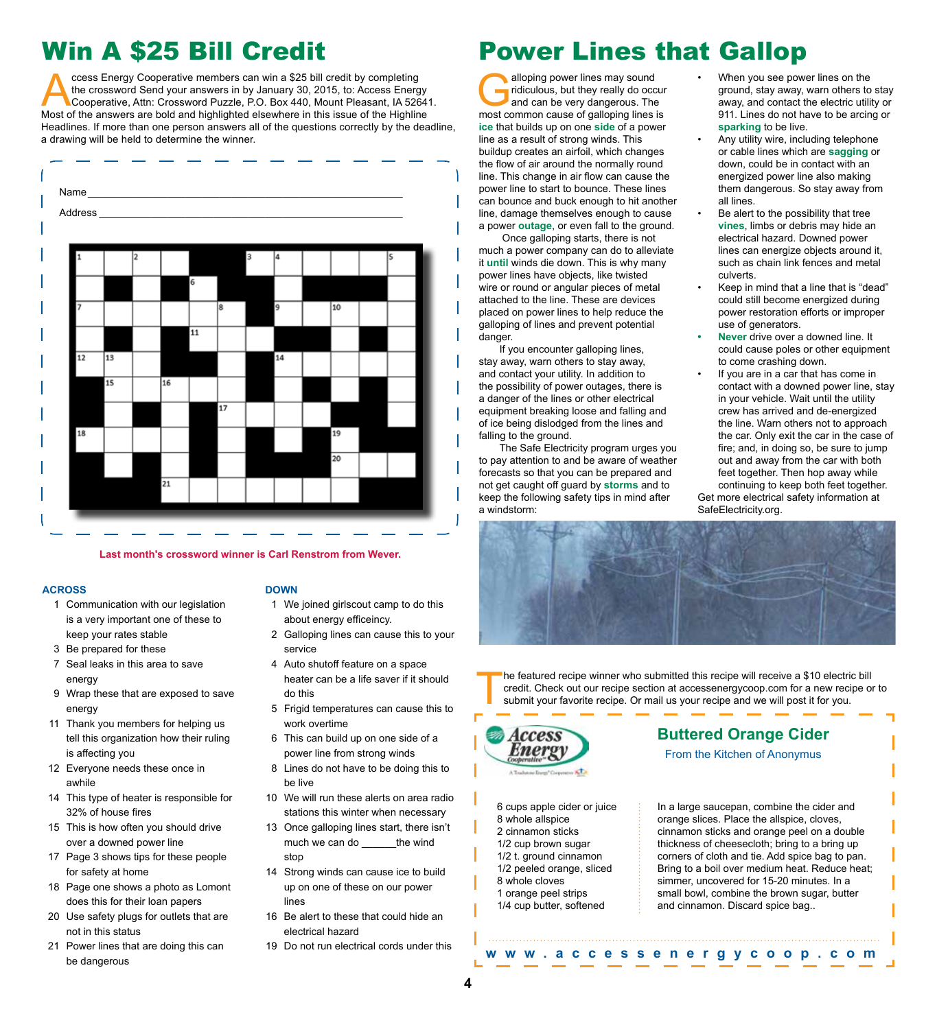# Win A $25 Bill Credit

Access Energy Cooperative members can win a $25 bill credit by completing the crossword Send your answers in by January 30, 2015, to: Access Energy Cooperative, Attn: Crossword Puzzle, P.O. Box 440, Mount Pleasant, IA 52641. Most of the answers are bold and highlighted elsewhere in this issue of the Highline Headlines. If more than one person answers all of the questions correctly by the deadline, a drawing will be held to determine the winner.

Name ____________________

Address ____________________

**Last month's crossword winner is Carl Renstrom from Wever.**

### ACROSS

1. Communication with our legislation is a very important one of these to keep your rates stable
3. Be prepared for these
7. Seal leaks in this area to save energy
9. Wrap these that are exposed to save energy
11. Thank you members for helping us tell this organization how their ruling is affecting you
12. Everyone needs these once in awhile
14. This type of heater is responsible for 32% of house fires
15. This is how often you should drive over a downed power line
17. Page 3 shows tips for these people for safety at home
18. Page one shows a photo as Lomont does this for their loan papers
20. Use safety plugs for outlets that are not in this status
21. Power lines that are doing this can be dangerous

### DOWN

1. We joined girlscout camp to do this about energy efficeincy.
2. Galloping lines can cause this to your service
4. Auto shutoff feature on a space heater can be a life saver if it should do this
5. Frigid temperatures can cause this to work overtime
6. This can build up on one side of a power line from strong winds
8. Lines do not have to be doing this to be live
10. We will run these alerts on area radio stations this winter when necessary
13. Once galloping lines start, there isn't much we can do ______the wind stop
14. Strong winds can cause ice to build up on one of these on our power lines
16. Be alert to these that could hide an electrical hazard
19. Do not run electrical cords under this

# Power Lines that Gallop

Galloping power lines may sound ridiculous, but they really do occur and can be very dangerous. The most common cause of galloping lines is **ice** that builds up on one **side** of a power line as a result of strong winds. This buildup creates an airfoil, which changes the flow of air around the normally round line. This change in air flow can cause the power line to start to bounce. These lines can bounce and buck enough to hit another line, damage themselves enough to cause a power **outage**, or even fall to the ground.

Once galloping starts, there is not much a power company can do to alleviate it **until** winds die down. This is why many power lines have objects, like twisted wire or round or angular pieces of metal attached to the line. These are devices placed on power lines to help reduce the galloping of lines and prevent potential danger.

If you encounter galloping lines, stay away, warn others to stay away, and contact your utility. In addition to the possibility of power outages, there is a danger of the lines or other electrical equipment breaking loose and falling and of ice being dislodged from the lines and falling to the ground.

The Safe Electricity program urges you to pay attention to and be aware of weather forecasts so that you can be prepared and not get caught off guard by **storms** and to keep the following safety tips in mind after a windstorm:

- When you see power lines on the ground, stay away, warn others to stay away, and contact the electric utility or 911. Lines do not have to be arcing or **sparking** to be live.
- Any utility wire, including telephone or cable lines which are **sagging** or down, could be in contact with an energized power line also making them dangerous. So stay away from all lines.
- Be alert to the possibility that tree **vines**, limbs or debris may hide an electrical hazard. Downed power lines can energize objects around it, such as chain link fences and metal culverts.
- Keep in mind that a line that is "dead" could still become energized during power restoration efforts or improper use of generators.
- **Never** drive over a downed line. It could cause poles or other equipment to come crashing down.
- If you are in a car that has come in contact with a downed power line, stay in your vehicle. Wait until the utility crew has arrived and de-energized the line. Warn others not to approach the car. Only exit the car in the case of fire; and, in doing so, be sure to jump out and away from the car with both feet together. Then hop away while continuing to keep both feet together.

Get more electrical safety information at SafeElectricity.org.

The featured recipe winner who submitted this recipe will receive a $10 electric bill credit. Check out our recipe section at accessenergycoop.com for a new recipe or to submit your favorite recipe. Or mail us your recipe and we will post it for you.

## Buttered Orange Cider

From the Kitchen of Anonymus

- 6 cups apple cider or juice
- 8 whole allspice
- 2 cinnamon sticks
- 1/2 cup brown sugar
- 1/2 t. ground cinnamon
- 1/2 peeled orange, sliced
- 8 whole cloves
- 1 orange peel strips
- 1/4 cup butter, softened

In a large saucepan, combine the cider and orange slices. Place the allspice, cloves, cinnamon sticks and orange peel on a double thickness of cheesecloth; bring to a bring up corners of cloth and tie. Add spice bag to pan. Bring to a boil over medium heat. Reduce heat; simmer, uncovered for 15-20 minutes. In a small bowl, combine the brown sugar, butter and cinnamon. Discard spice bag..

www.accessenergycoop.com